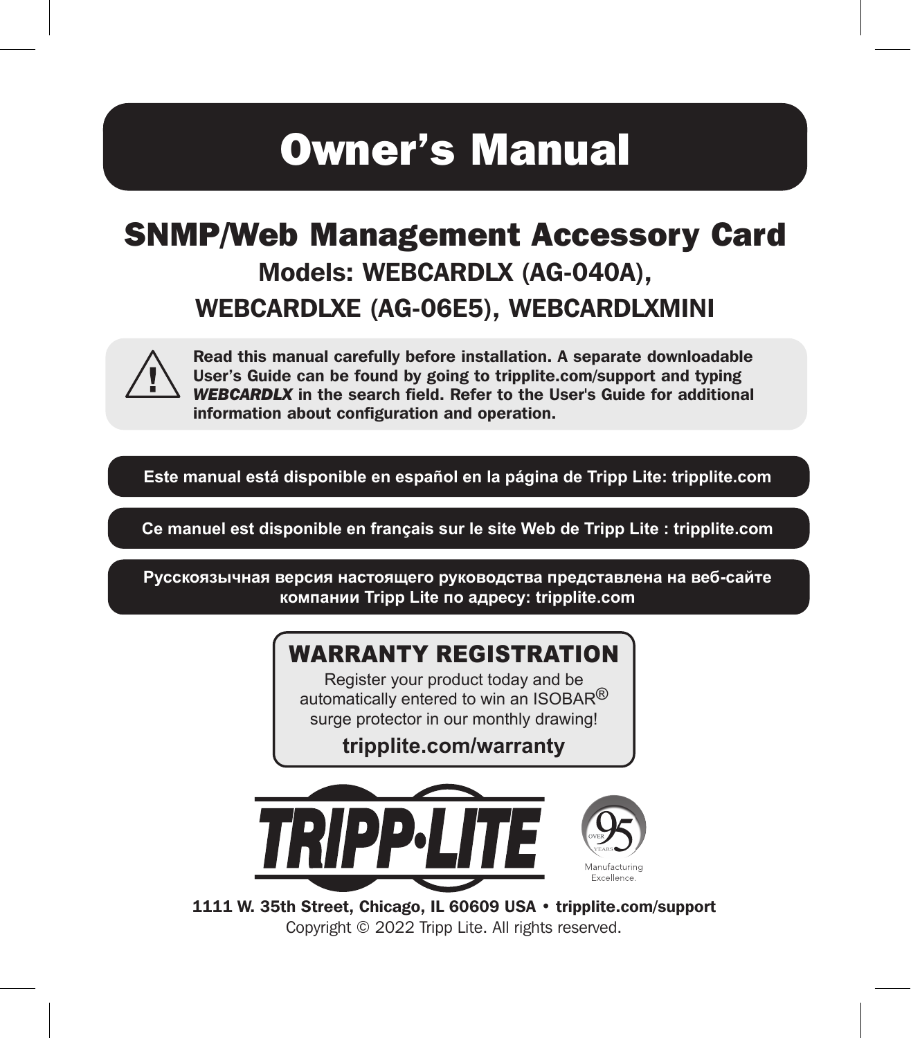# Owner's Manual

## SNMP/Web Management Accessory Card

### Models: WEBCARDLX (AG-040A), WEBCARDLXE (AG-06E5), WEBCARDLXMINI

**Read this manual carefully before installation. A separate downloadable User's Guide can be found by going to tripplite.com/support and typing *WEBCARDLX* in the search field. Refer to the User's Guide for additional information about configuration and operation.**

**Este manual está disponible en español en la página de Tripp Lite: tripplite.com**

**Ce manuel est disponible en français sur le site Web de Tripp Lite : tripplite.com**

**Русскоязычная версия настоящего руководства представлена на веб-сайте компании Tripp Lite по адресу: tripplite.com**

## WARRANTY REGISTRATION

Register your product today and be automatically entered to win an ISOBAR® surge protector in our monthly drawing!

**tripplite.com/warranty**

TRIPP·LITE

OVER 95 YEARS Manufacturing Excellence.

**1111 W. 35th Street, Chicago, IL 60609 USA • tripplite.com/support**

Copyright © 2022 Tripp Lite. All rights reserved.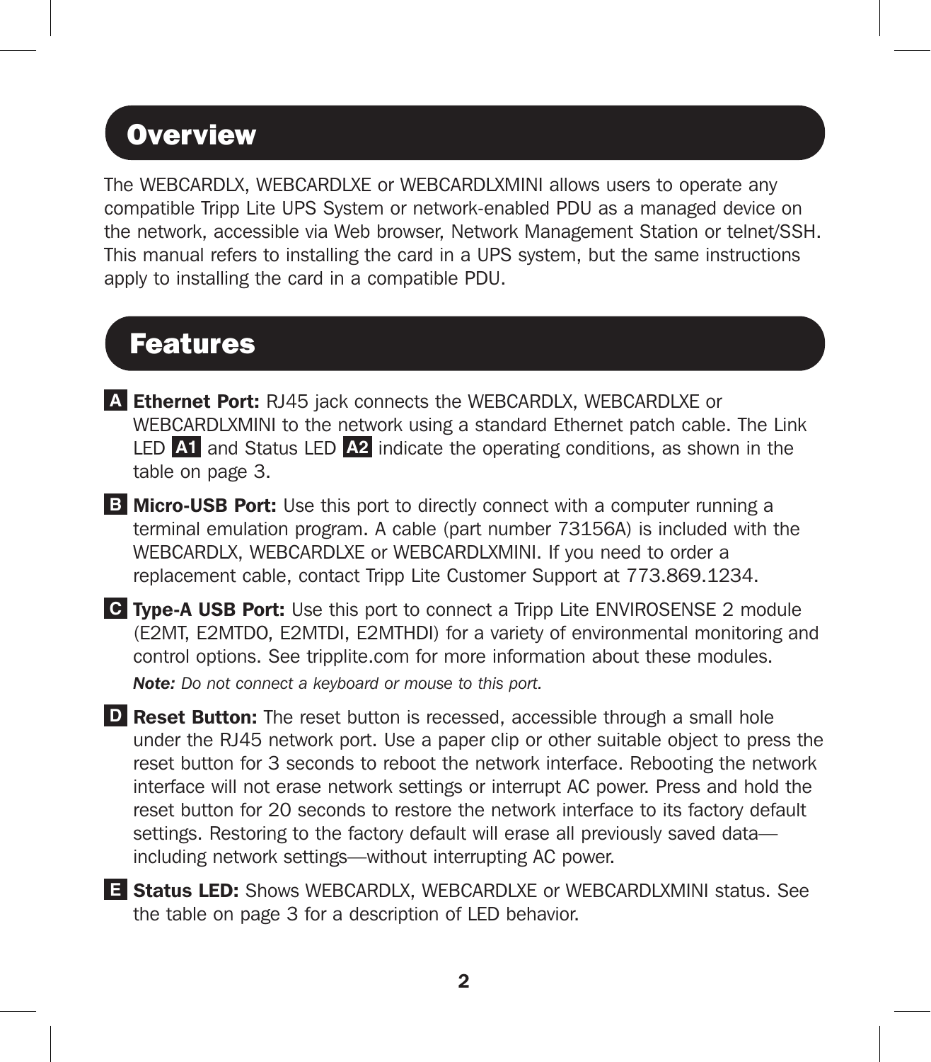## Overview

The WEBCARDLX, WEBCARDLXE or WEBCARDLXMINI allows users to operate any compatible Tripp Lite UPS System or network-enabled PDU as a managed device on the network, accessible via Web browser, Network Management Station or telnet/SSH. This manual refers to installing the card in a UPS system, but the same instructions apply to installing the card in a compatible PDU.

## Features

**A** **Ethernet Port:** RJ45 jack connects the WEBCARDLX, WEBCARDLXE or WEBCARDLXMINI to the network using a standard Ethernet patch cable. The Link LED **A1** and Status LED **A2** indicate the operating conditions, as shown in the table on page 3.

**B** **Micro-USB Port:** Use this port to directly connect with a computer running a terminal emulation program. A cable (part number 73156A) is included with the WEBCARDLX, WEBCARDLXE or WEBCARDLXMINI. If you need to order a replacement cable, contact Tripp Lite Customer Support at 773.869.1234.

**C** **Type-A USB Port:** Use this port to connect a Tripp Lite ENVIROSENSE 2 module (E2MT, E2MTDO, E2MTDI, E2MTHDI) for a variety of environmental monitoring and control options. See tripplite.com for more information about these modules.

***Note:*** *Do not connect a keyboard or mouse to this port.*

**D** **Reset Button:** The reset button is recessed, accessible through a small hole under the RJ45 network port. Use a paper clip or other suitable object to press the reset button for 3 seconds to reboot the network interface. Rebooting the network interface will not erase network settings or interrupt AC power. Press and hold the reset button for 20 seconds to restore the network interface to its factory default settings. Restoring to the factory default will erase all previously saved data—including network settings—without interrupting AC power.

**E** **Status LED:** Shows WEBCARDLX, WEBCARDLXE or WEBCARDLXMINI status. See the table on page 3 for a description of LED behavior.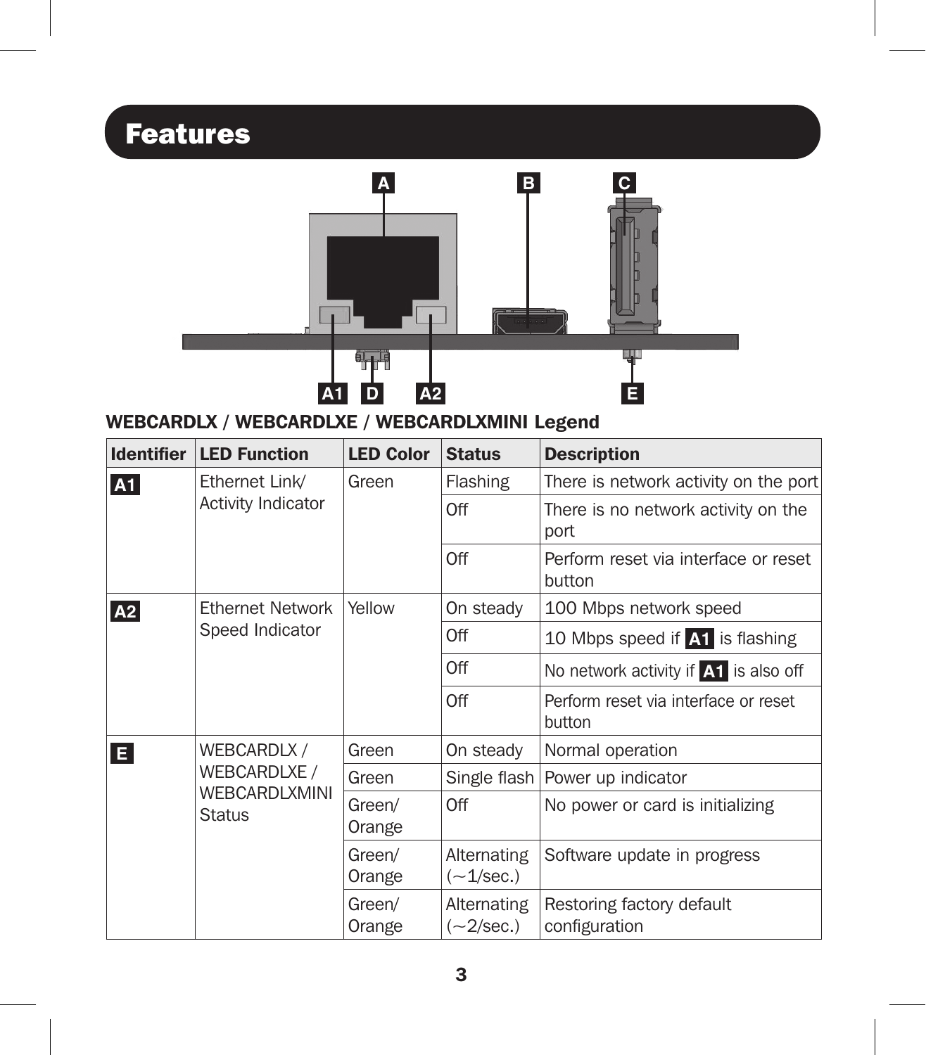# Features

A B C

A1 D A2 E

**WEBCARDLX / WEBCARDLXE / WEBCARDLXMINI Legend**

| Identifier | LED Function | LED Color | Status | Description |
|---|---|---|---|---|
| **A1** | Ethernet Link/ Activity Indicator | Green | Flashing | There is network activity on the port |
| | | | Off | There is no network activity on the port |
| | | | Off | Perform reset via interface or reset button |
| **A2** | Ethernet Network Speed Indicator | Yellow | On steady | 100 Mbps network speed |
| | | | Off | 10 Mbps speed if **A1** is flashing |
| | | | Off | No network activity if **A1** is also off |
| | | | Off | Perform reset via interface or reset button |
| **E** | WEBCARDLX / WEBCARDLXE / WEBCARDLXMINI Status | Green | On steady | Normal operation |
| | | Green | Single flash | Power up indicator |
| | | Green/ Orange | Off | No power or card is initializing |
| | | Green/ Orange | Alternating (~1/sec.) | Software update in progress |
| | | Green/ Orange | Alternating (~2/sec.) | Restoring factory default configuration |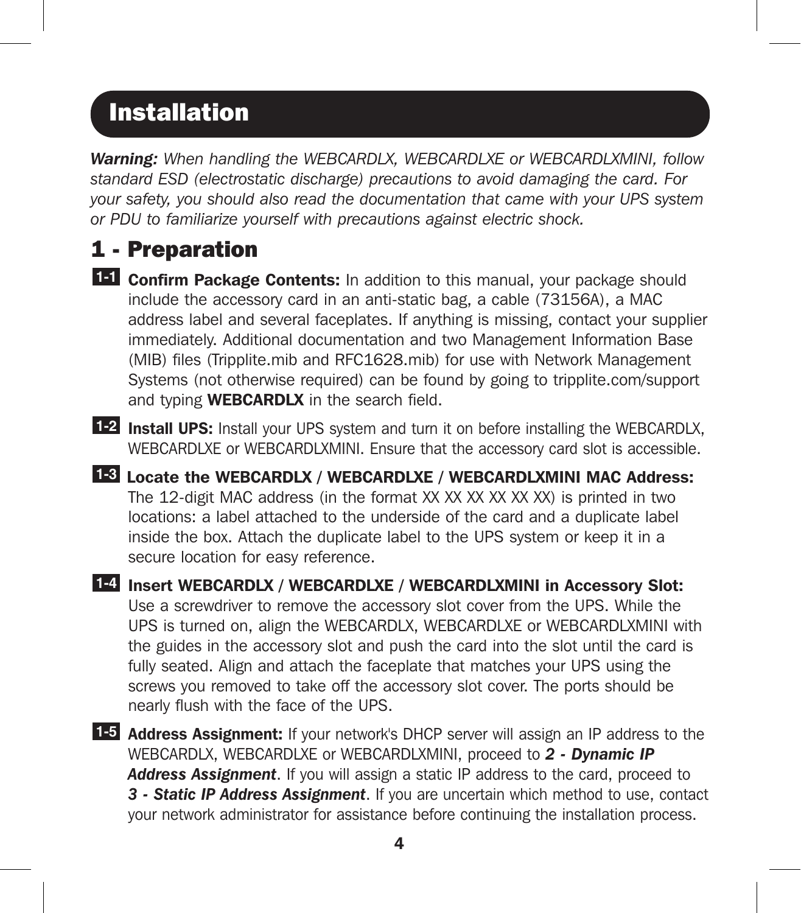# Installation

***Warning:*** *When handling the WEBCARDLX, WEBCARDLXE or WEBCARDLXMINI, follow standard ESD (electrostatic discharge) precautions to avoid damaging the card. For your safety, you should also read the documentation that came with your UPS system or PDU to familiarize yourself with precautions against electric shock.*

## 1 - Preparation

**1-1** **Confirm Package Contents:** In addition to this manual, your package should include the accessory card in an anti-static bag, a cable (73156A), a MAC address label and several faceplates. If anything is missing, contact your supplier immediately. Additional documentation and two Management Information Base (MIB) files (Tripplite.mib and RFC1628.mib) for use with Network Management Systems (not otherwise required) can be found by going to tripplite.com/support and typing **WEBCARDLX** in the search field.

**1-2** **Install UPS:** Install your UPS system and turn it on before installing the WEBCARDLX, WEBCARDLXE or WEBCARDLXMINI. Ensure that the accessory card slot is accessible.

**1-3** **Locate the WEBCARDLX / WEBCARDLXE / WEBCARDLXMINI MAC Address:** The 12-digit MAC address (in the format XX XX XX XX XX XX) is printed in two locations: a label attached to the underside of the card and a duplicate label inside the box. Attach the duplicate label to the UPS system or keep it in a secure location for easy reference.

**1-4** **Insert WEBCARDLX / WEBCARDLXE / WEBCARDLXMINI in Accessory Slot:** Use a screwdriver to remove the accessory slot cover from the UPS. While the UPS is turned on, align the WEBCARDLX, WEBCARDLXE or WEBCARDLXMINI with the guides in the accessory slot and push the card into the slot until the card is fully seated. Align and attach the faceplate that matches your UPS using the screws you removed to take off the accessory slot cover. The ports should be nearly flush with the face of the UPS.

**1-5** **Address Assignment:** If your network's DHCP server will assign an IP address to the WEBCARDLX, WEBCARDLXE or WEBCARDLXMINI, proceed to ***2 - Dynamic IP Address Assignment***. If you will assign a static IP address to the card, proceed to ***3 - Static IP Address Assignment***. If you are uncertain which method to use, contact your network administrator for assistance before continuing the installation process.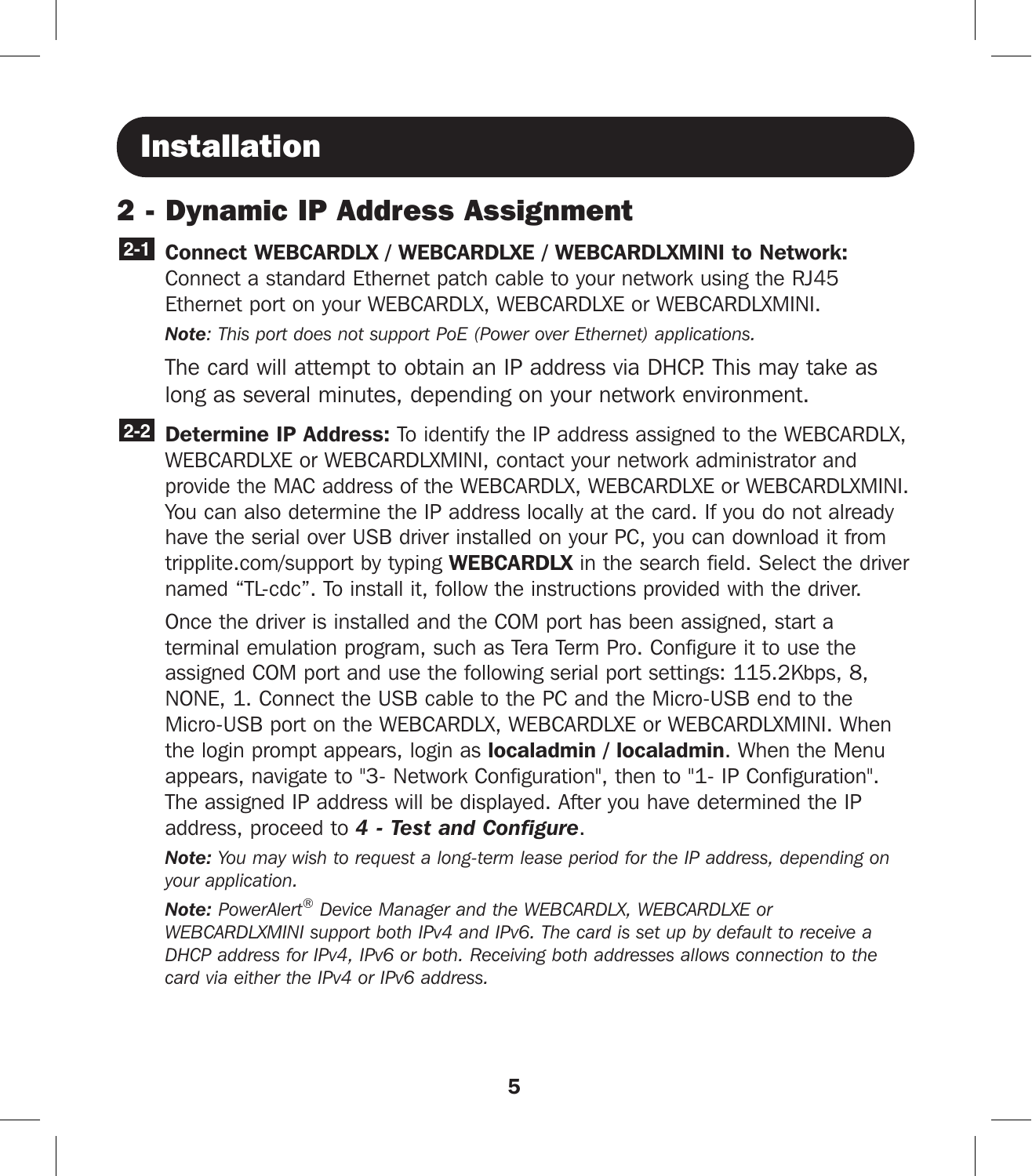# Installation

## 2 - Dynamic IP Address Assignment

**2-1** **Connect WEBCARDLX / WEBCARDLXE / WEBCARDLXMINI to Network:** Connect a standard Ethernet patch cable to your network using the RJ45 Ethernet port on your WEBCARDLX, WEBCARDLXE or WEBCARDLXMINI.

***Note**: This port does not support PoE (Power over Ethernet) applications.*

The card will attempt to obtain an IP address via DHCP. This may take as long as several minutes, depending on your network environment.

**2-2** **Determine IP Address:** To identify the IP address assigned to the WEBCARDLX, WEBCARDLXE or WEBCARDLXMINI, contact your network administrator and provide the MAC address of the WEBCARDLX, WEBCARDLXE or WEBCARDLXMINI. You can also determine the IP address locally at the card. If you do not already have the serial over USB driver installed on your PC, you can download it from tripplite.com/support by typing **WEBCARDLX** in the search field. Select the driver named "TL-cdc". To install it, follow the instructions provided with the driver.

Once the driver is installed and the COM port has been assigned, start a terminal emulation program, such as Tera Term Pro. Configure it to use the assigned COM port and use the following serial port settings: 115.2Kbps, 8, NONE, 1. Connect the USB cable to the PC and the Micro-USB end to the Micro-USB port on the WEBCARDLX, WEBCARDLXE or WEBCARDLXMINI. When the login prompt appears, login as **localadmin / localadmin**. When the Menu appears, navigate to "3- Network Configuration", then to "1- IP Configuration". The assigned IP address will be displayed. After you have determined the IP address, proceed to ***4 - Test and Configure***.

***Note:** You may wish to request a long-term lease period for the IP address, depending on your application.*

***Note:** PowerAlert® Device Manager and the WEBCARDLX, WEBCARDLXE or WEBCARDLXMINI support both IPv4 and IPv6. The card is set up by default to receive a DHCP address for IPv4, IPv6 or both. Receiving both addresses allows connection to the card via either the IPv4 or IPv6 address.*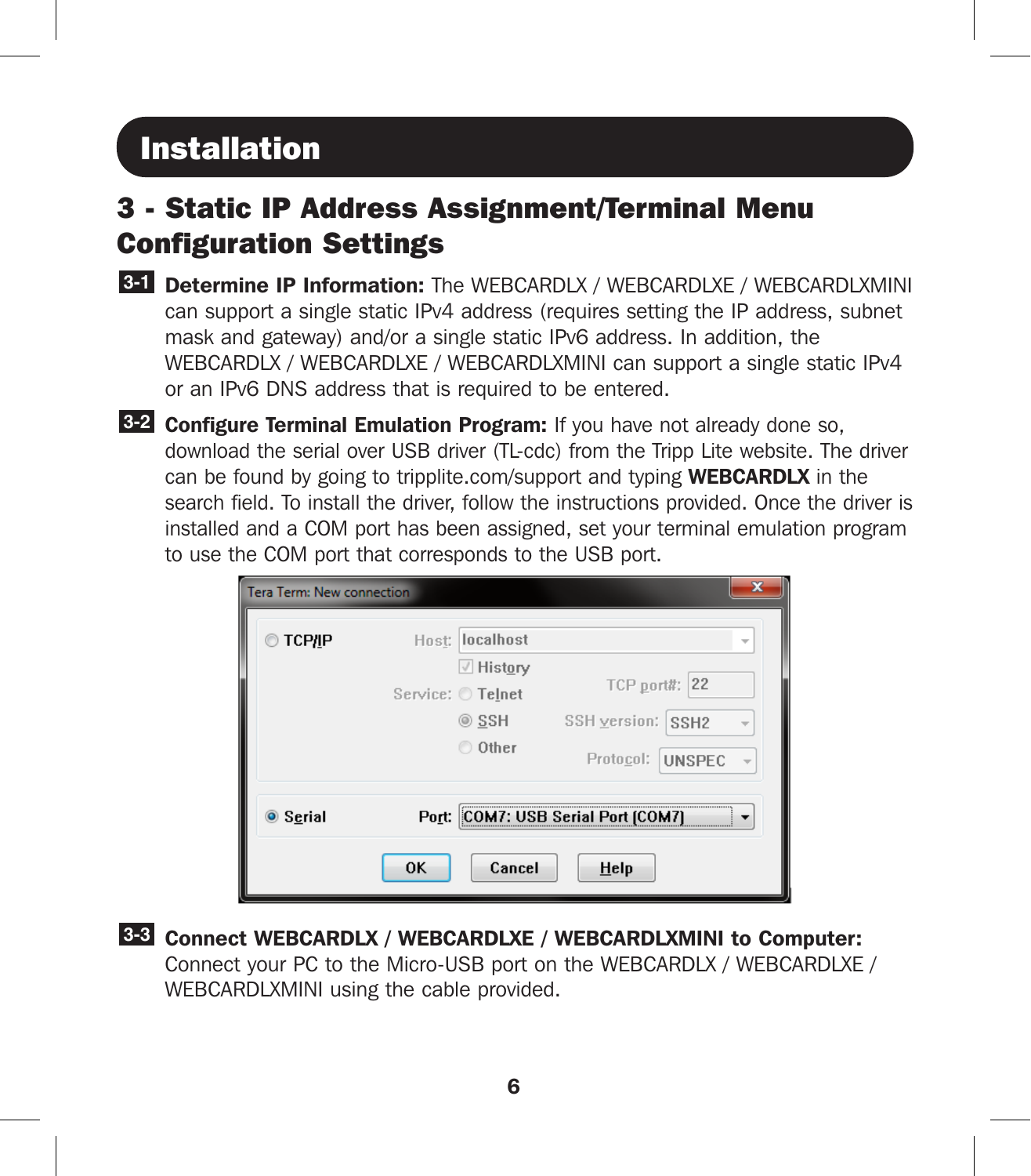# Installation

## 3 - Static IP Address Assignment/Terminal Menu Configuration Settings

**3-1** **Determine IP Information:** The WEBCARDLX / WEBCARDLXE / WEBCARDLXMINI can support a single static IPv4 address (requires setting the IP address, subnet mask and gateway) and/or a single static IPv6 address. In addition, the WEBCARDLX / WEBCARDLXE / WEBCARDLXMINI can support a single static IPv4 or an IPv6 DNS address that is required to be entered.

**3-2** **Configure Terminal Emulation Program:** If you have not already done so, download the serial over USB driver (TL-cdc) from the Tripp Lite website. The driver can be found by going to tripplite.com/support and typing **WEBCARDLX** in the search field. To install the driver, follow the instructions provided. Once the driver is installed and a COM port has been assigned, set your terminal emulation program to use the COM port that corresponds to the USB port.

**3-3** **Connect WEBCARDLX / WEBCARDLXE / WEBCARDLXMINI to Computer:** Connect your PC to the Micro-USB port on the WEBCARDLX / WEBCARDLXE / WEBCARDLXMINI using the cable provided.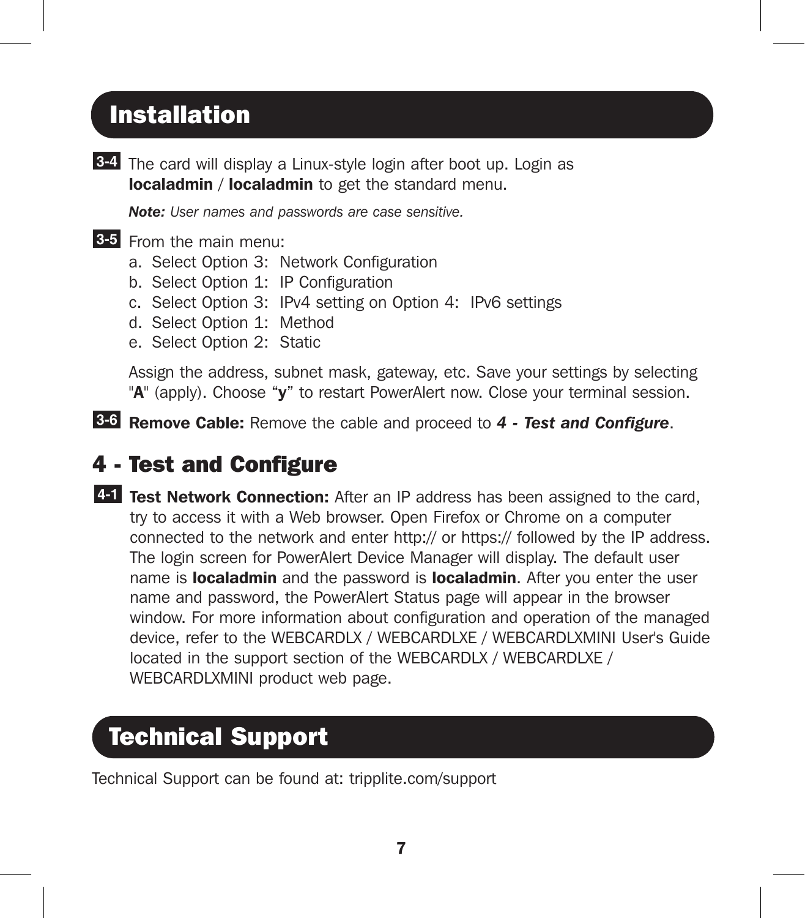## Installation

**3-4** The card will display a Linux-style login after boot up. Login as **localadmin** / **localadmin** to get the standard menu.

***Note:*** *User names and passwords are case sensitive.*

**3-5** From the main menu:

a. Select Option 3: Network Configuration
b. Select Option 1: IP Configuration
c. Select Option 3: IPv4 setting on Option 4: IPv6 settings
d. Select Option 1: Method
e. Select Option 2: Static

Assign the address, subnet mask, gateway, etc. Save your settings by selecting "**A**" (apply). Choose "**y**" to restart PowerAlert now. Close your terminal session.

**3-6** **Remove Cable:** Remove the cable and proceed to ***4 - Test and Configure***.

## 4 - Test and Configure

**4-1** **Test Network Connection:** After an IP address has been assigned to the card, try to access it with a Web browser. Open Firefox or Chrome on a computer connected to the network and enter http:// or https:// followed by the IP address. The login screen for PowerAlert Device Manager will display. The default user name is **localadmin** and the password is **localadmin**. After you enter the user name and password, the PowerAlert Status page will appear in the browser window. For more information about configuration and operation of the managed device, refer to the WEBCARDLX / WEBCARDLXE / WEBCARDLXMINI User's Guide located in the support section of the WEBCARDLX / WEBCARDLXE / WEBCARDLXMINI product web page.

## Technical Support

Technical Support can be found at: tripplite.com/support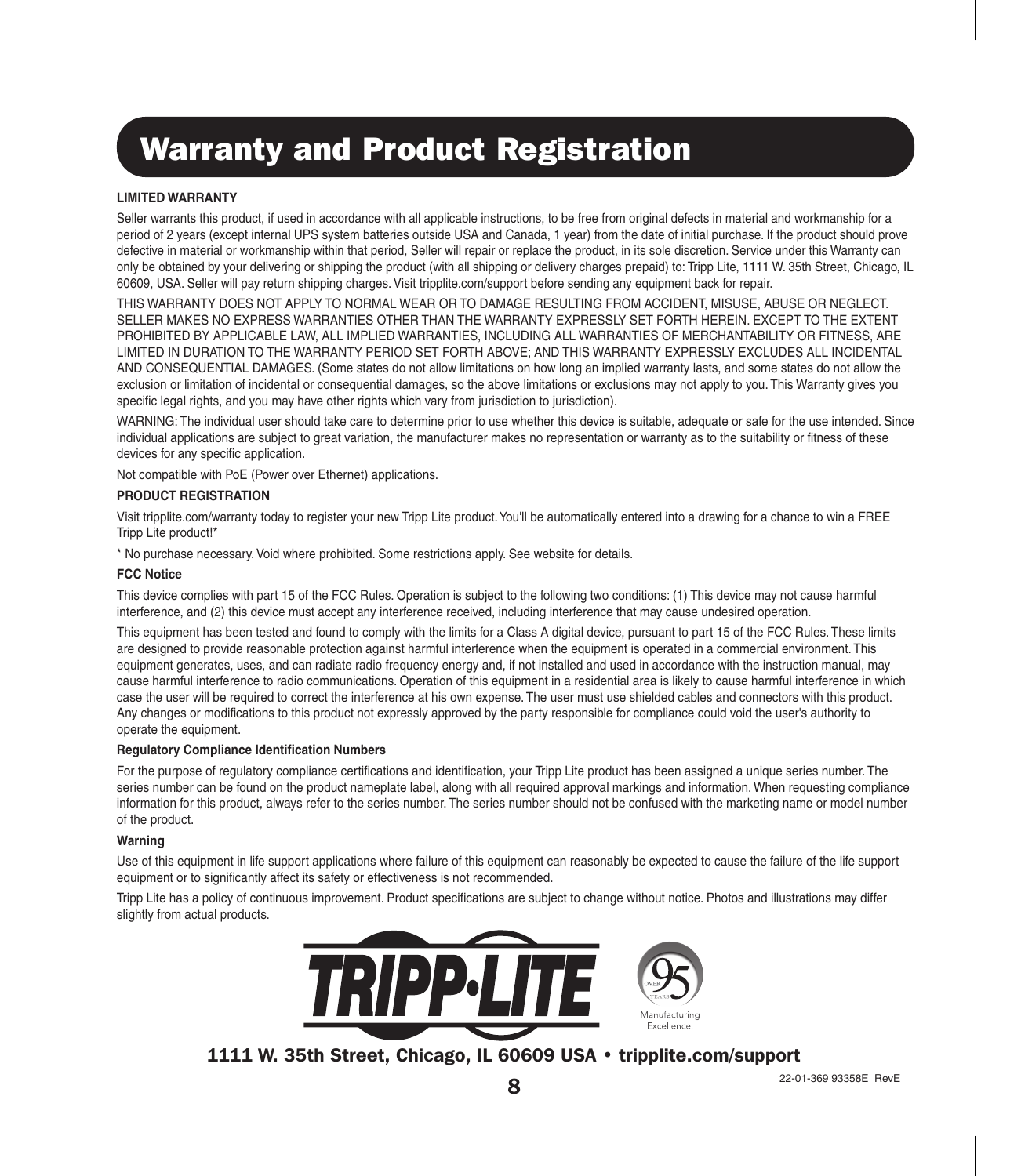# Warranty and Product Registration

**LIMITED WARRANTY**

Seller warrants this product, if used in accordance with all applicable instructions, to be free from original defects in material and workmanship for a period of 2 years (except internal UPS system batteries outside USA and Canada, 1 year) from the date of initial purchase. If the product should prove defective in material or workmanship within that period, Seller will repair or replace the product, in its sole discretion. Service under this Warranty can only be obtained by your delivering or shipping the product (with all shipping or delivery charges prepaid) to: Tripp Lite, 1111 W. 35th Street, Chicago, IL 60609, USA. Seller will pay return shipping charges. Visit tripplite.com/support before sending any equipment back for repair.

THIS WARRANTY DOES NOT APPLY TO NORMAL WEAR OR TO DAMAGE RESULTING FROM ACCIDENT, MISUSE, ABUSE OR NEGLECT. SELLER MAKES NO EXPRESS WARRANTIES OTHER THAN THE WARRANTY EXPRESSLY SET FORTH HEREIN. EXCEPT TO THE EXTENT PROHIBITED BY APPLICABLE LAW, ALL IMPLIED WARRANTIES, INCLUDING ALL WARRANTIES OF MERCHANTABILITY OR FITNESS, ARE LIMITED IN DURATION TO THE WARRANTY PERIOD SET FORTH ABOVE; AND THIS WARRANTY EXPRESSLY EXCLUDES ALL INCIDENTAL AND CONSEQUENTIAL DAMAGES. (Some states do not allow limitations on how long an implied warranty lasts, and some states do not allow the exclusion or limitation of incidental or consequential damages, so the above limitations or exclusions may not apply to you. This Warranty gives you specific legal rights, and you may have other rights which vary from jurisdiction to jurisdiction).

WARNING: The individual user should take care to determine prior to use whether this device is suitable, adequate or safe for the use intended. Since individual applications are subject to great variation, the manufacturer makes no representation or warranty as to the suitability or fitness of these devices for any specific application.

Not compatible with PoE (Power over Ethernet) applications.

**PRODUCT REGISTRATION**

Visit tripplite.com/warranty today to register your new Tripp Lite product. You'll be automatically entered into a drawing for a chance to win a FREE Tripp Lite product!*

* No purchase necessary. Void where prohibited. Some restrictions apply. See website for details.

**FCC Notice**

This device complies with part 15 of the FCC Rules. Operation is subject to the following two conditions: (1) This device may not cause harmful interference, and (2) this device must accept any interference received, including interference that may cause undesired operation.

This equipment has been tested and found to comply with the limits for a Class A digital device, pursuant to part 15 of the FCC Rules. These limits are designed to provide reasonable protection against harmful interference when the equipment is operated in a commercial environment. This equipment generates, uses, and can radiate radio frequency energy and, if not installed and used in accordance with the instruction manual, may cause harmful interference to radio communications. Operation of this equipment in a residential area is likely to cause harmful interference in which case the user will be required to correct the interference at his own expense. The user must use shielded cables and connectors with this product. Any changes or modifications to this product not expressly approved by the party responsible for compliance could void the user's authority to operate the equipment.

**Regulatory Compliance Identification Numbers**

For the purpose of regulatory compliance certifications and identification, your Tripp Lite product has been assigned a unique series number. The series number can be found on the product nameplate label, along with all required approval markings and information. When requesting compliance information for this product, always refer to the series number. The series number should not be confused with the marketing name or model number of the product.

**Warning**

Use of this equipment in life support applications where failure of this equipment can reasonably be expected to cause the failure of the life support equipment or to significantly affect its safety or effectiveness is not recommended.

Tripp Lite has a policy of continuous improvement. Product specifications are subject to change without notice. Photos and illustrations may differ slightly from actual products.

TRIPP·LITE

OVER 95 YEARS Manufacturing Excellence.

**1111 W. 35th Street, Chicago, IL 60609 USA • tripplite.com/support**

22-01-369 93358E_RevE